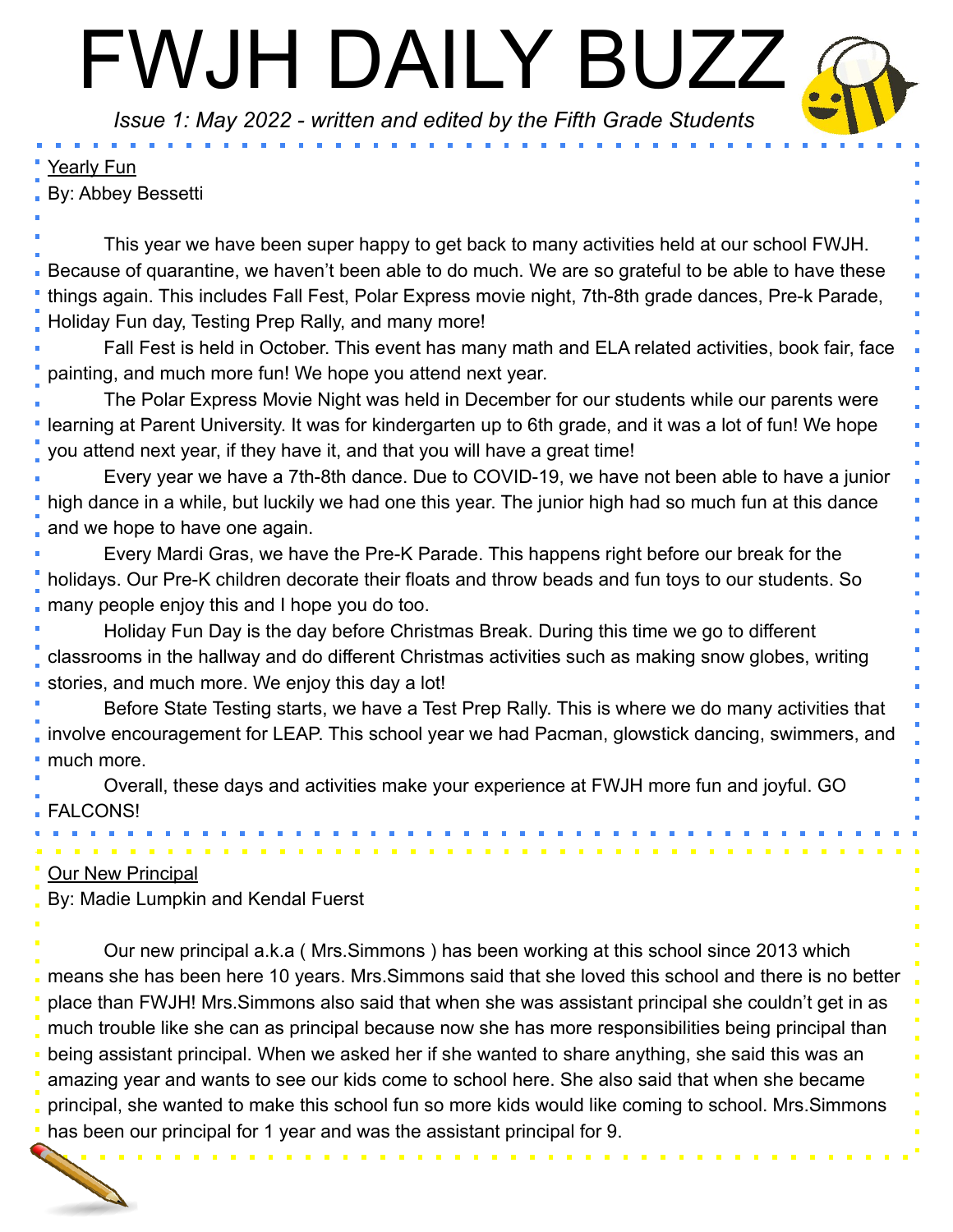# FWJH DAILY BUZZ

*Issue 1: May 2022 - written and edited by the Fifth Grade Students*

## Yearly Fun

By: Abbey Bessetti

This year we have been super happy to get back to many activities held at our school FWJH. Because of quarantine, we haven't been able to do much. We are so grateful to be able to have these things again. This includes Fall Fest, Polar Express movie night, 7th-8th grade dances, Pre-k Parade, Holiday Fun day, Testing Prep Rally, and many more!

Fall Fest is held in October. This event has many math and ELA related activities, book fair, face painting, and much more fun! We hope you attend next year.

The Polar Express Movie Night was held in December for our students while our parents were learning at Parent University. It was for kindergarten up to 6th grade, and it was a lot of fun! We hope you attend next year, if they have it, and that you will have a great time!

Every year we have a 7th-8th dance. Due to COVID-19, we have not been able to have a junior high dance in a while, but luckily we had one this year. The junior high had so much fun at this dance and we hope to have one again.

Every Mardi Gras, we have the Pre-K Parade. This happens right before our break for the holidays. Our Pre-K children decorate their floats and throw beads and fun toys to our students. So many people enjoy this and I hope you do too.

Holiday Fun Day is the day before Christmas Break. During this time we go to different classrooms in the hallway and do different Christmas activities such as making snow globes, writing stories, and much more. We enjoy this day a lot!

Before State Testing starts, we have a Test Prep Rally. This is where we do many activities that involve encouragement for LEAP. This school year we had Pacman, glowstick dancing, swimmers, and much more.

Overall, these days and activities make your experience at FWJH more fun and joyful. GO FALCONS!

## Our New Principal

By: Madie Lumpkin and Kendal Fuerst

Our new principal a.k.a ( Mrs.Simmons ) has been working at this school since 2013 which means she has been here 10 years. Mrs.Simmons said that she loved this school and there is no better place than FWJH! Mrs.Simmons also said that when she was assistant principal she couldn't get in as much trouble like she can as principal because now she has more responsibilities being principal than being assistant principal. When we asked her if she wanted to share anything, she said this was an amazing year and wants to see our kids come to school here. She also said that when she became principal, she wanted to make this school fun so more kids would like coming to school. Mrs.Simmons has been our principal for 1 year and was the assistant principal for 9.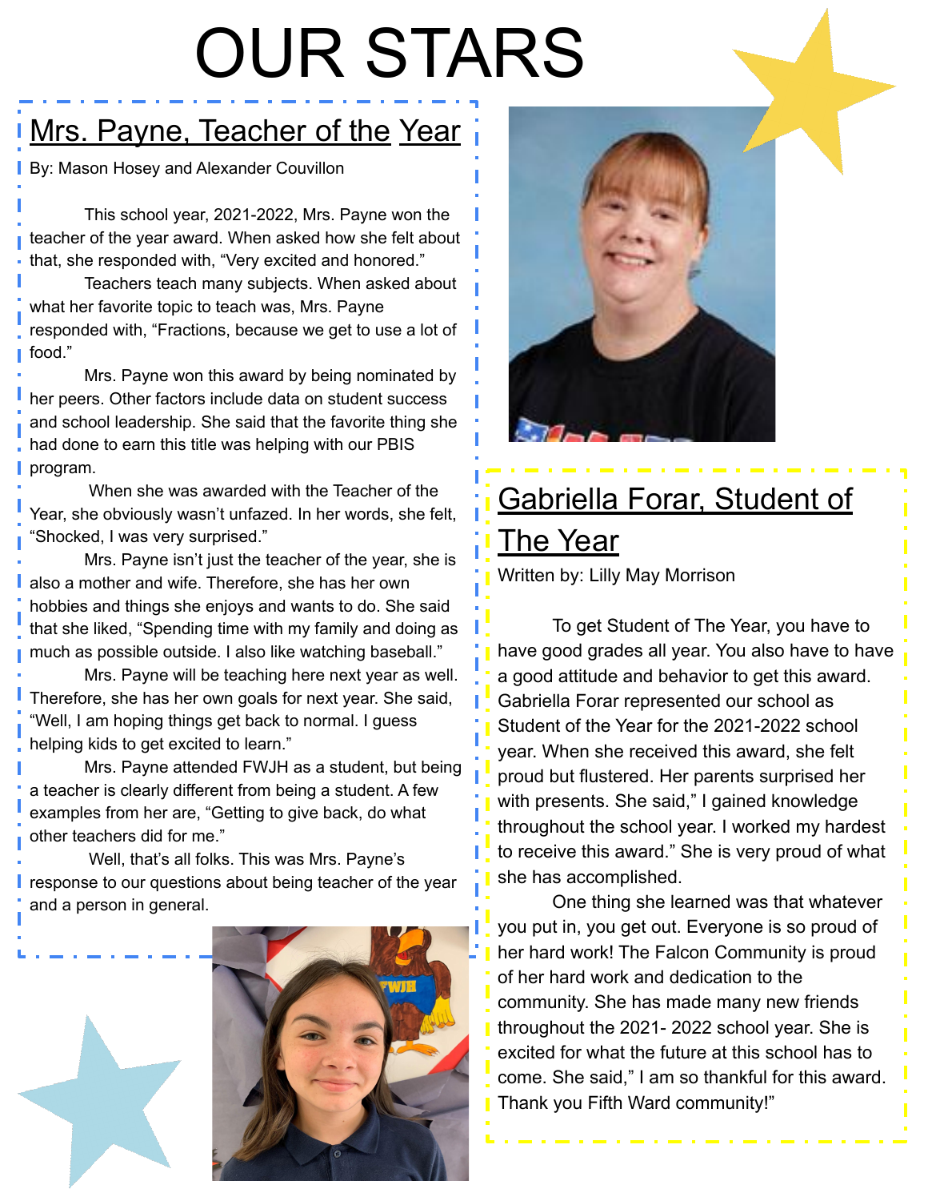# OUR STARS

## Mrs. Payne, Teacher of the Year

By: Mason Hosey and Alexander Couvillon

This school year, 2021-2022, Mrs. Payne won the teacher of the year award. When asked how she felt about that, she responded with, "Very excited and honored."

Teachers teach many subjects. When asked about what her favorite topic to teach was, Mrs. Payne responded with, "Fractions, because we get to use a lot of food."

Mrs. Payne won this award by being nominated by her peers. Other factors include data on student success and school leadership. She said that the favorite thing she had done to earn this title was helping with our PBIS program.

When she was awarded with the Teacher of the Year, she obviously wasn't unfazed. In her words, she felt, "Shocked, I was very surprised."

Mrs. Payne isn't just the teacher of the year, she is also a mother and wife. Therefore, she has her own hobbies and things she enjoys and wants to do. She said that she liked, "Spending time with my family and doing as much as possible outside. I also like watching baseball."

Mrs. Payne will be teaching here next year as well. Therefore, she has her own goals for next year. She said, "Well, I am hoping things get back to normal. I guess helping kids to get excited to learn."

Mrs. Payne attended FWJH as a student, but being a teacher is clearly different from being a student. A few examples from her are, "Getting to give back, do what other teachers did for me."

Well, that's all folks. This was Mrs. Payne's response to our questions about being teacher of the year and a person in general.

## Gabriella Forar, Student of The Year

Written by: Lilly May Morrison

To get Student of The Year, you have to have good grades all year. You also have to have a good attitude and behavior to get this award. Gabriella Forar represented our school as Student of the Year for the 2021-2022 school year. When she received this award, she felt proud but flustered. Her parents surprised her with presents. She said," I gained knowledge throughout the school year. I worked my hardest to receive this award." She is very proud of what she has accomplished.

One thing she learned was that whatever you put in, you get out. Everyone is so proud of her hard work! The Falcon Community is proud of her hard work and dedication to the community. She has made many new friends throughout the 2021- 2022 school year. She is excited for what the future at this school has to come. She said," I am so thankful for this award. Thank you Fifth Ward community!"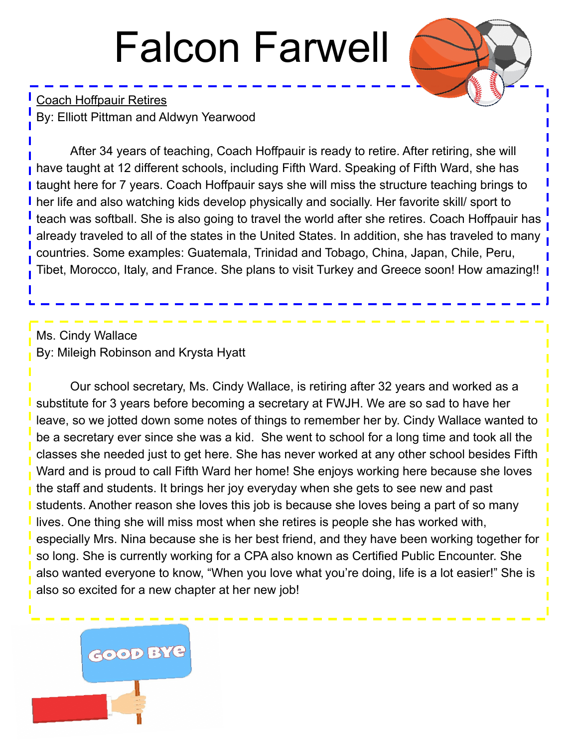# Falcon Farwell

Coach Hoffpauir Retires

By: Elliott Pittman and Aldwyn Yearwood

After 34 years of teaching, Coach Hoffpauir is ready to retire. After retiring, she will have taught at 12 different schools, including Fifth Ward. Speaking of Fifth Ward, she has taught here for 7 years. Coach Hoffpauir says she will miss the structure teaching brings to her life and also watching kids develop physically and socially. Her favorite skill/ sport to teach was softball. She is also going to travel the world after she retires. Coach Hoffpauir has already traveled to all of the states in the United States. In addition, she has traveled to many countries. Some examples: Guatemala, Trinidad and Tobago, China, Japan, Chile, Peru, Tibet, Morocco, Italy, and France. She plans to visit Turkey and Greece soon! How amazing!!

Ms. Cindy Wallace

By: Mileigh Robinson and Krysta Hyatt

Our school secretary, Ms. Cindy Wallace, is retiring after 32 years and worked as a substitute for 3 years before becoming a secretary at FWJH. We are so sad to have her leave, so we jotted down some notes of things to remember her by. Cindy Wallace wanted to be a secretary ever since she was a kid. She went to school for a long time and took all the classes she needed just to get here. She has never worked at any other school besides Fifth Ward and is proud to call Fifth Ward her home! She enjoys working here because she loves the staff and students. It brings her joy everyday when she gets to see new and past students. Another reason she loves this job is because she loves being a part of so many lives. One thing she will miss most when she retires is people she has worked with, especially Mrs. Nina because she is her best friend, and they have been working together for so long. She is currently working for a CPA also known as Certified Public Encounter. She also wanted everyone to know, "When you love what you're doing, life is a lot easier!" She is also so excited for a new chapter at her new job!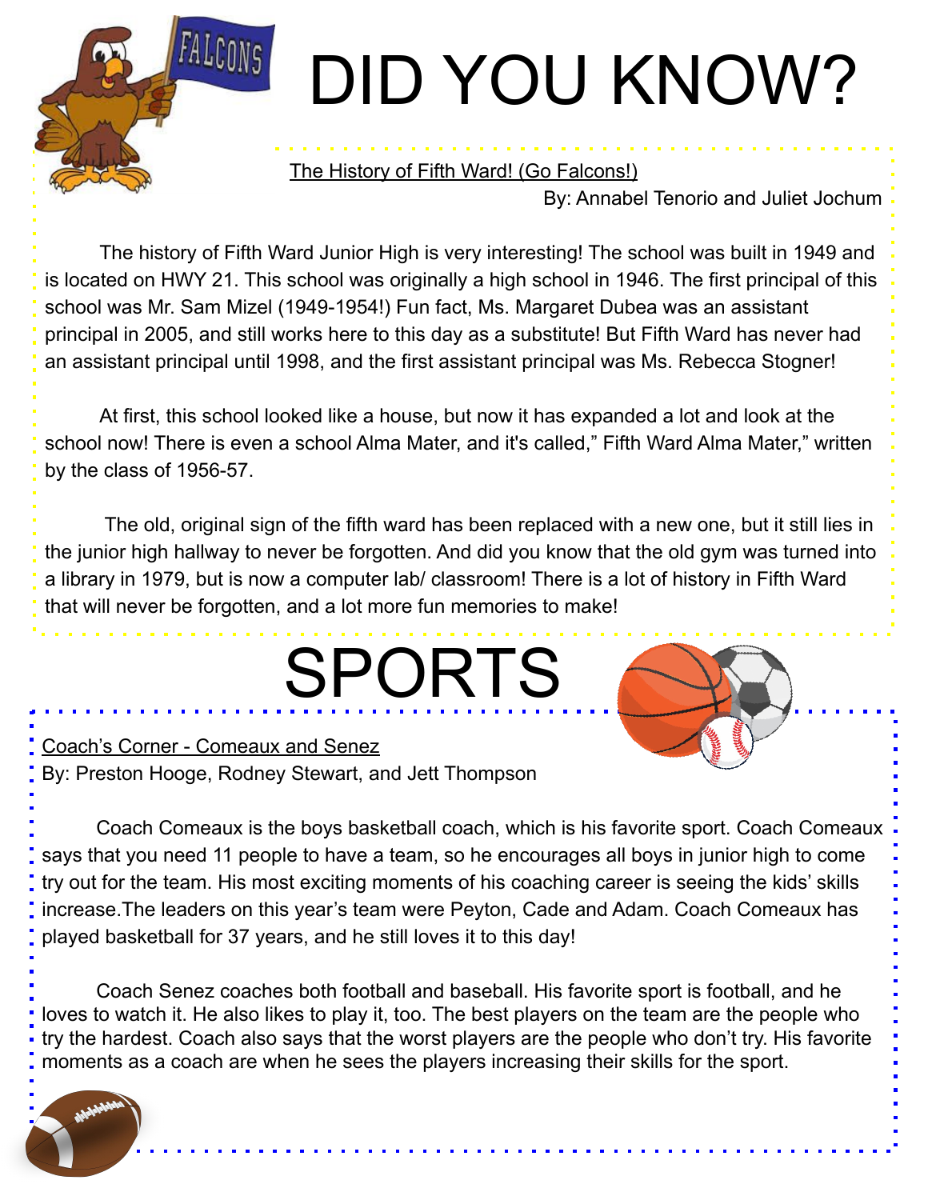# DID YOU KNOW?

The History of Fifth Ward! (Go Falcons!)

By: Annabel Tenorio and Juliet Jochum

The history of Fifth Ward Junior High is very interesting! The school was built in 1949 and is located on HWY 21. This school was originally a high school in 1946. The first principal of this school was Mr. Sam Mizel (1949-1954!) Fun fact, Ms. Margaret Dubea was an assistant principal in 2005, and still works here to this day as a substitute! But Fifth Ward has never had an assistant principal until 1998, and the first assistant principal was Ms. Rebecca Stogner!

At first, this school looked like a house, but now it has expanded a lot and look at the school now! There is even a school Alma Mater, and it's called," Fifth Ward Alma Mater," written by the class of 1956-57.

The old, original sign of the fifth ward has been replaced with a new one, but it still lies in the junior high hallway to never be forgotten. And did you know that the old gym was turned into a library in 1979, but is now a computer lab/ classroom! There is a lot of history in Fifth Ward that will never be forgotten, and a lot more fun memories to make!

# SPORTS

Coach's Corner - Comeaux and Senez

By: Preston Hooge, Rodney Stewart, and Jett Thompson

Coach Comeaux is the boys basketball coach, which is his favorite sport. Coach Comeaux says that you need 11 people to have a team, so he encourages all boys in junior high to come try out for the team. His most exciting moments of his coaching career is seeing the kids' skills increase.The leaders on this year's team were Peyton, Cade and Adam. Coach Comeaux has played basketball for 37 years, and he still loves it to this day!

Coach Senez coaches both football and baseball. His favorite sport is football, and he loves to watch it. He also likes to play it, too. The best players on the team are the people who try the hardest. Coach also says that the worst players are the people who don't try. His favorite moments as a coach are when he sees the players increasing their skills for the sport.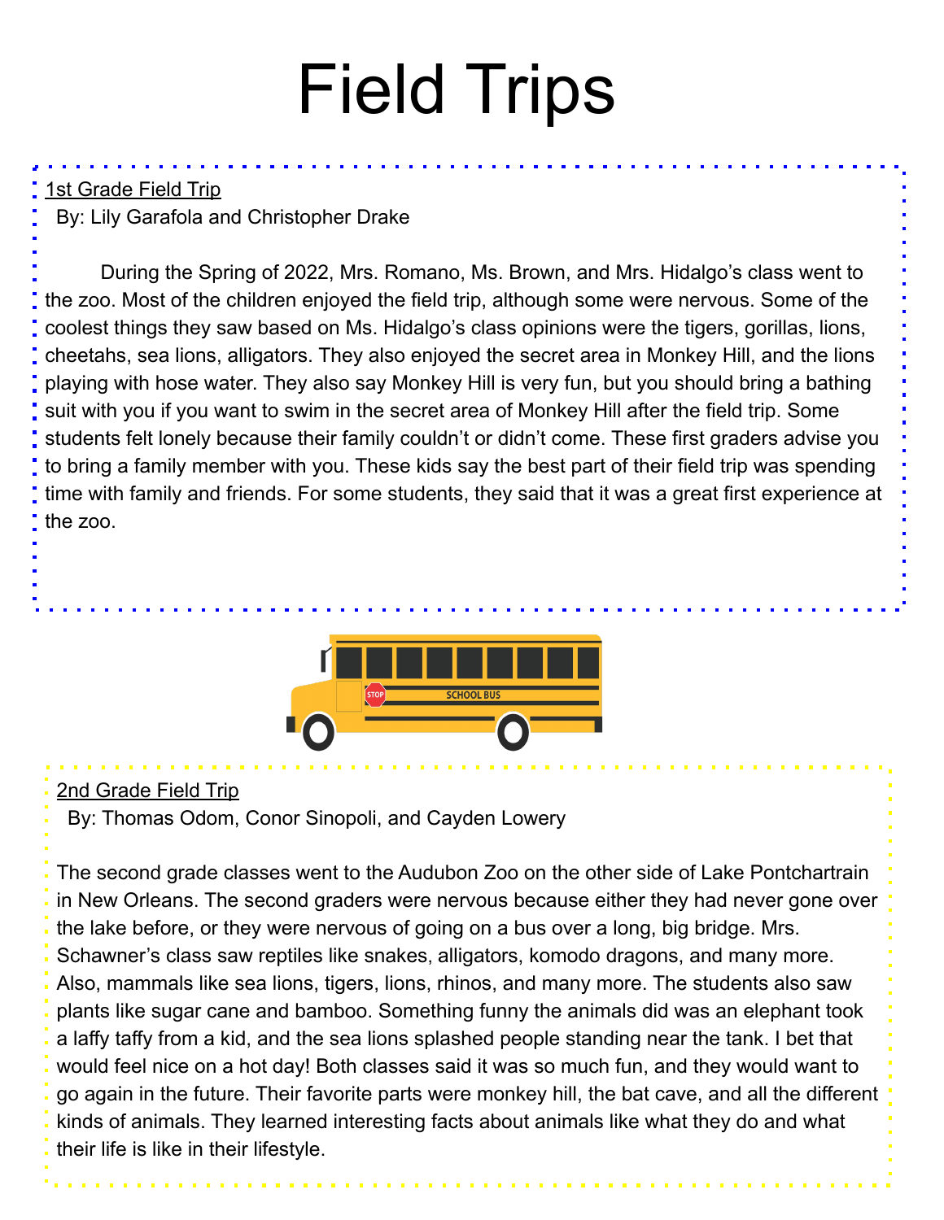# Field Trips

<u>1st Grade Field Trip</u>

By: Lily Garafola and Christopher Drake

During the Spring of 2022, Mrs. Romano, Ms. Brown, and Mrs. Hidalgo's class went to the zoo. Most of the children enjoyed the field trip, although some were nervous. Some of the coolest things they saw based on Ms. Hidalgo's class opinions were the tigers, gorillas, lions, cheetahs, sea lions, alligators. They also enjoyed the secret area in Monkey Hill, and the lions playing with hose water. They also say Monkey Hill is very fun, but you should bring a bathing suit with you if you want to swim in the secret area of Monkey Hill after the field trip. Some students felt lonely because their family couldn't or didn't come. These first graders advise you to bring a family member with you. These kids say the best part of their field trip was spending time with family and friends. For some students, they said that it was a great first experience at the zoo.

<u>2nd Grade Field Trip</u>

By: Thomas Odom, Conor Sinopoli, and Cayden Lowery

The second grade classes went to the Audubon Zoo on the other side of Lake Pontchartrain in New Orleans. The second graders were nervous because either they had never gone over the lake before, or they were nervous of going on a bus over a long, big bridge. Mrs. Schawner's class saw reptiles like snakes, alligators, komodo dragons, and many more. Also, mammals like sea lions, tigers, lions, rhinos, and many more. The students also saw plants like sugar cane and bamboo. Something funny the animals did was an elephant took a laffy taffy from a kid, and the sea lions splashed people standing near the tank. I bet that would feel nice on a hot day! Both classes said it was so much fun, and they would want to go again in the future. Their favorite parts were monkey hill, the bat cave, and all the different kinds of animals. They learned interesting facts about animals like what they do and what their life is like in their lifestyle.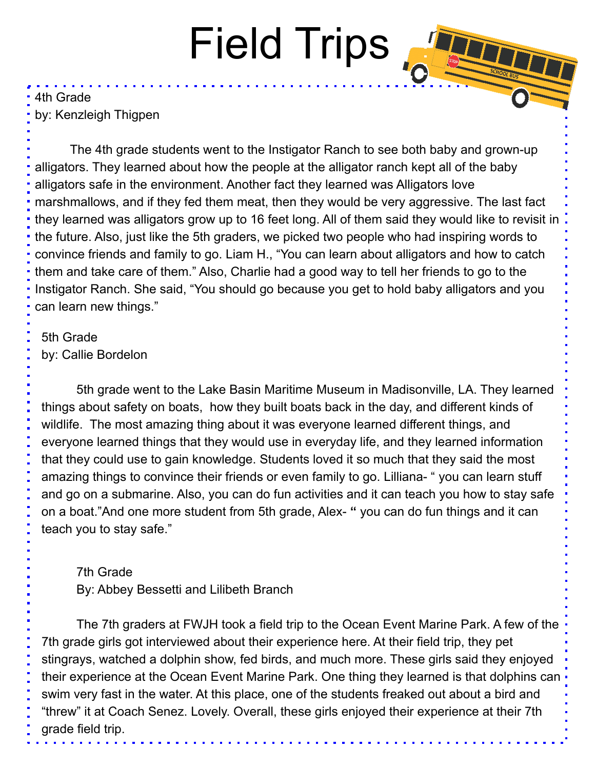# Field Trips

4th Grade
by: Kenzleigh Thigpen

The 4th grade students went to the Instigator Ranch to see both baby and grown-up alligators. They learned about how the people at the alligator ranch kept all of the baby alligators safe in the environment. Another fact they learned was Alligators love marshmallows, and if they fed them meat, then they would be very aggressive. The last fact they learned was alligators grow up to 16 feet long. All of them said they would like to revisit in the future. Also, just like the 5th graders, we picked two people who had inspiring words to convince friends and family to go. Liam H., "You can learn about alligators and how to catch them and take care of them." Also, Charlie had a good way to tell her friends to go to the Instigator Ranch. She said, "You should go because you get to hold baby alligators and you can learn new things."

5th Grade
by: Callie Bordelon

5th grade went to the Lake Basin Maritime Museum in Madisonville, LA. They learned things about safety on boats, how they built boats back in the day, and different kinds of wildlife. The most amazing thing about it was everyone learned different things, and everyone learned things that they would use in everyday life, and they learned information that they could use to gain knowledge. Students loved it so much that they said the most amazing things to convince their friends or even family to go. Lilliana- " you can learn stuff and go on a submarine. Also, you can do fun activities and it can teach you how to stay safe on a boat."And one more student from 5th grade, Alex- **"** you can do fun things and it can teach you to stay safe."

7th Grade
By: Abbey Bessetti and Lilibeth Branch

The 7th graders at FWJH took a field trip to the Ocean Event Marine Park. A few of the 7th grade girls got interviewed about their experience here. At their field trip, they pet stingrays, watched a dolphin show, fed birds, and much more. These girls said they enjoyed their experience at the Ocean Event Marine Park. One thing they learned is that dolphins can swim very fast in the water. At this place, one of the students freaked out about a bird and "threw" it at Coach Senez. Lovely. Overall, these girls enjoyed their experience at their 7th grade field trip.